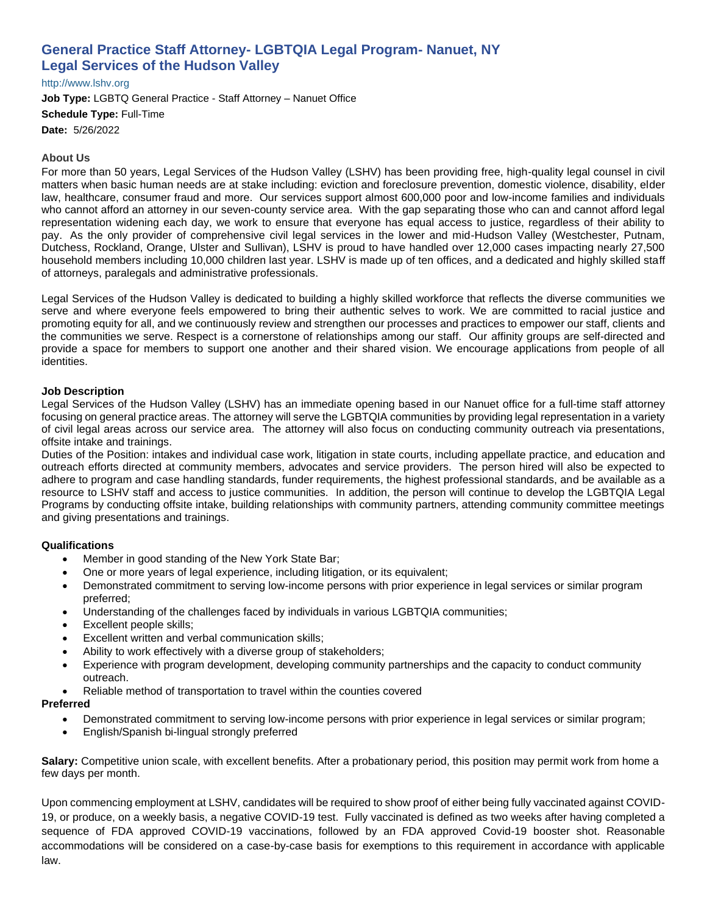# General Practice Staff Attorney- LGBTQIA Legal Program- Nanuet, NY
# Legal Services of the Hudson Valley

http://www.lshv.org

**Job Type:** LGBTQ General Practice - Staff Attorney – Nanuet Office

**Schedule Type:** Full-Time

**Date:** 5/26/2022

## About Us

For more than 50 years, Legal Services of the Hudson Valley (LSHV) has been providing free, high-quality legal counsel in civil matters when basic human needs are at stake including: eviction and foreclosure prevention, domestic violence, disability, elder law, healthcare, consumer fraud and more. Our services support almost 600,000 poor and low-income families and individuals who cannot afford an attorney in our seven-county service area. With the gap separating those who can and cannot afford legal representation widening each day, we work to ensure that everyone has equal access to justice, regardless of their ability to pay. As the only provider of comprehensive civil legal services in the lower and mid-Hudson Valley (Westchester, Putnam, Dutchess, Rockland, Orange, Ulster and Sullivan), LSHV is proud to have handled over 12,000 cases impacting nearly 27,500 household members including 10,000 children last year. LSHV is made up of ten offices, and a dedicated and highly skilled staff of attorneys, paralegals and administrative professionals.

Legal Services of the Hudson Valley is dedicated to building a highly skilled workforce that reflects the diverse communities we serve and where everyone feels empowered to bring their authentic selves to work. We are committed to racial justice and promoting equity for all, and we continuously review and strengthen our processes and practices to empower our staff, clients and the communities we serve. Respect is a cornerstone of relationships among our staff. Our affinity groups are self-directed and provide a space for members to support one another and their shared vision. We encourage applications from people of all identities.

## Job Description

Legal Services of the Hudson Valley (LSHV) has an immediate opening based in our Nanuet office for a full-time staff attorney focusing on general practice areas. The attorney will serve the LGBTQIA communities by providing legal representation in a variety of civil legal areas across our service area. The attorney will also focus on conducting community outreach via presentations, offsite intake and trainings.

Duties of the Position: intakes and individual case work, litigation in state courts, including appellate practice, and education and outreach efforts directed at community members, advocates and service providers. The person hired will also be expected to adhere to program and case handling standards, funder requirements, the highest professional standards, and be available as a resource to LSHV staff and access to justice communities. In addition, the person will continue to develop the LGBTQIA Legal Programs by conducting offsite intake, building relationships with community partners, attending community committee meetings and giving presentations and trainings.

## Qualifications

- Member in good standing of the New York State Bar;
- One or more years of legal experience, including litigation, or its equivalent;
- Demonstrated commitment to serving low-income persons with prior experience in legal services or similar program preferred;
- Understanding of the challenges faced by individuals in various LGBTQIA communities;
- Excellent people skills;
- Excellent written and verbal communication skills;
- Ability to work effectively with a diverse group of stakeholders;
- Experience with program development, developing community partnerships and the capacity to conduct community outreach.
- Reliable method of transportation to travel within the counties covered

## Preferred

- Demonstrated commitment to serving low-income persons with prior experience in legal services or similar program;
- English/Spanish bi-lingual strongly preferred

**Salary:** Competitive union scale, with excellent benefits. After a probationary period, this position may permit work from home a few days per month.

Upon commencing employment at LSHV, candidates will be required to show proof of either being fully vaccinated against COVID-19, or produce, on a weekly basis, a negative COVID-19 test. Fully vaccinated is defined as two weeks after having completed a sequence of FDA approved COVID-19 vaccinations, followed by an FDA approved Covid-19 booster shot. Reasonable accommodations will be considered on a case-by-case basis for exemptions to this requirement in accordance with applicable law.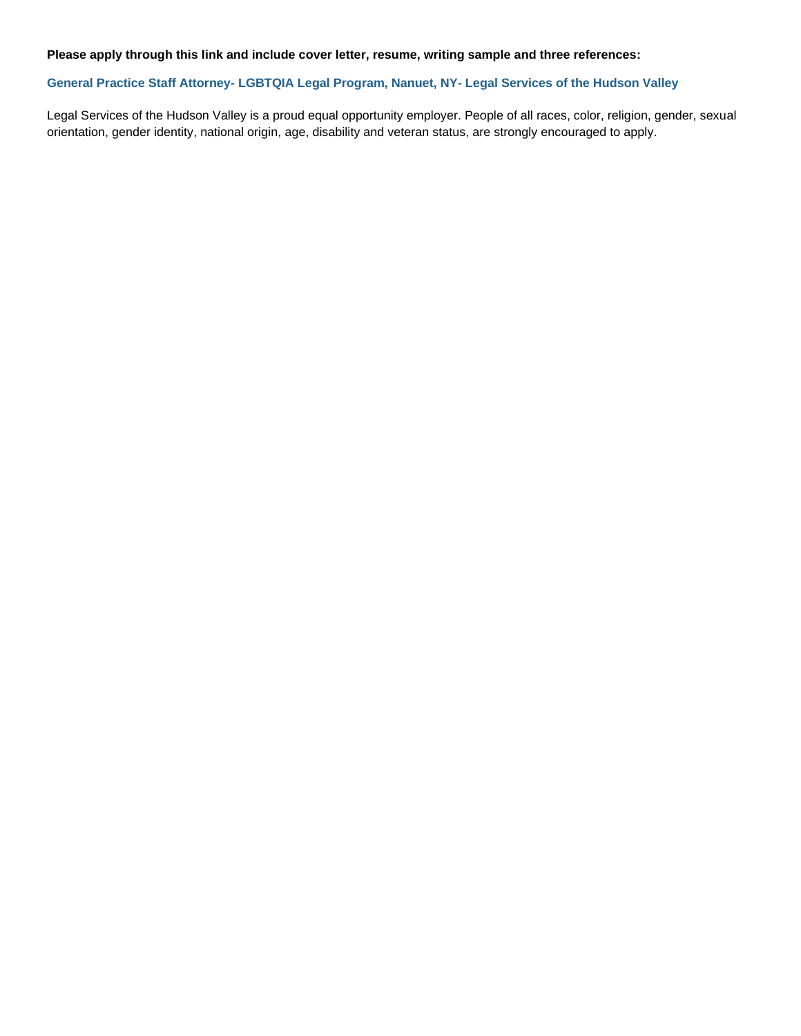**Please apply through this link and include cover letter, resume, writing sample and three references:**

**General Practice Staff Attorney- LGBTQIA Legal Program, Nanuet, NY- Legal Services of the Hudson Valley**

Legal Services of the Hudson Valley is a proud equal opportunity employer. People of all races, color, religion, gender, sexual orientation, gender identity, national origin, age, disability and veteran status, are strongly encouraged to apply.